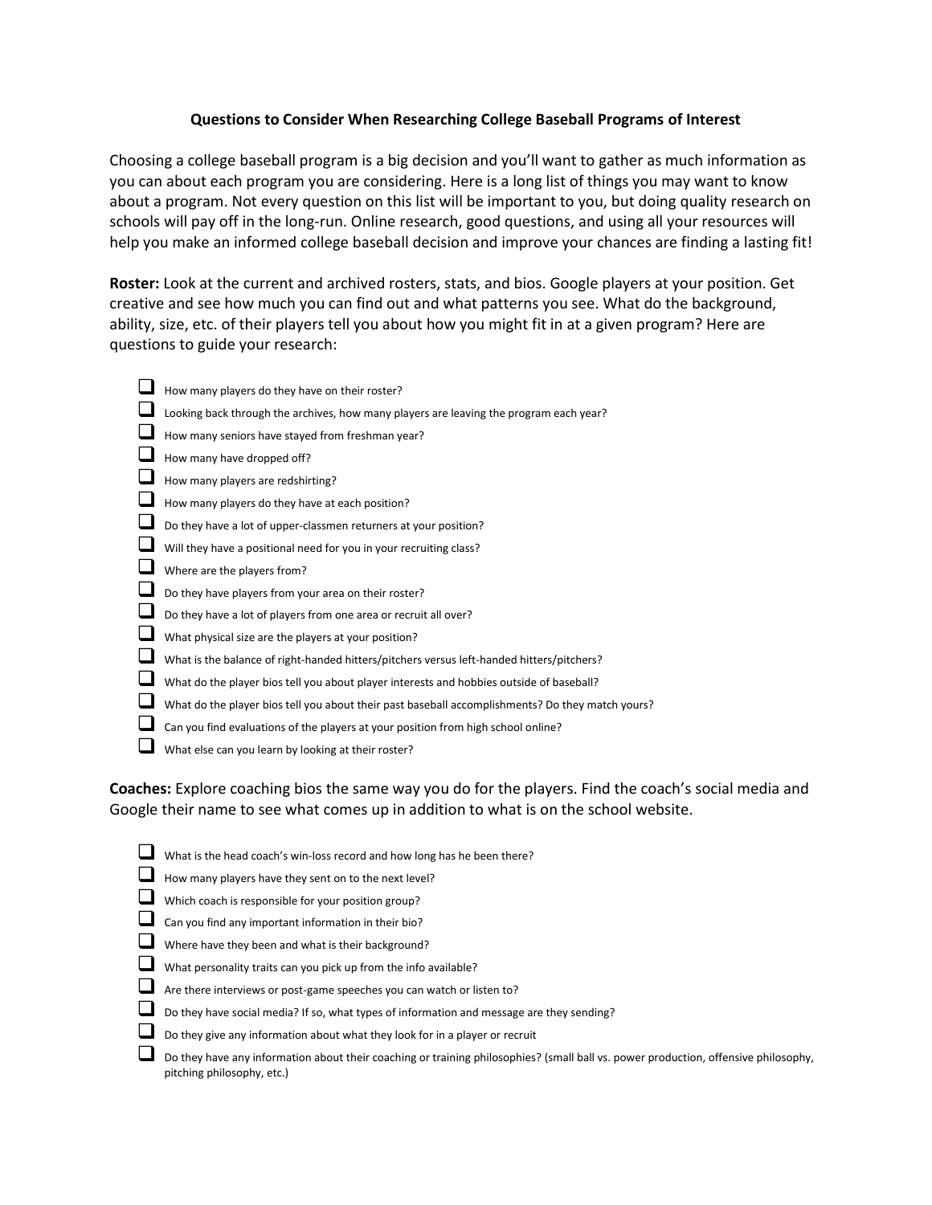# Questions to Consider When Researching College Baseball Programs of Interest

Choosing a college baseball program is a big decision and you'll want to gather as much information as you can about each program you are considering. Here is a long list of things you may want to know about a program. Not every question on this list will be important to you, but doing quality research on schools will pay off in the long-run. Online research, good questions, and using all your resources will help you make an informed college baseball decision and improve your chances are finding a lasting fit!

**Roster:** Look at the current and archived rosters, stats, and bios. Google players at your position. Get creative and see how much you can find out and what patterns you see. What do the background, ability, size, etc. of their players tell you about how you might fit in at a given program? Here are questions to guide your research:

- [ ] How many players do they have on their roster?
- [ ] Looking back through the archives, how many players are leaving the program each year?
- [ ] How many seniors have stayed from freshman year?
- [ ] How many have dropped off?
- [ ] How many players are redshirting?
- [ ] How many players do they have at each position?
- [ ] Do they have a lot of upper-classmen returners at your position?
- [ ] Will they have a positional need for you in your recruiting class?
- [ ] Where are the players from?
- [ ] Do they have players from your area on their roster?
- [ ] Do they have a lot of players from one area or recruit all over?
- [ ] What physical size are the players at your position?
- [ ] What is the balance of right-handed hitters/pitchers versus left-handed hitters/pitchers?
- [ ] What do the player bios tell you about player interests and hobbies outside of baseball?
- [ ] What do the player bios tell you about their past baseball accomplishments? Do they match yours?
- [ ] Can you find evaluations of the players at your position from high school online?
- [ ] What else can you learn by looking at their roster?

**Coaches:** Explore coaching bios the same way you do for the players. Find the coach's social media and Google their name to see what comes up in addition to what is on the school website.

- [ ] What is the head coach's win-loss record and how long has he been there?
- [ ] How many players have they sent on to the next level?
- [ ] Which coach is responsible for your position group?
- [ ] Can you find any important information in their bio?
- [ ] Where have they been and what is their background?
- [ ] What personality traits can you pick up from the info available?
- [ ] Are there interviews or post-game speeches you can watch or listen to?
- [ ] Do they have social media? If so, what types of information and message are they sending?
- [ ] Do they give any information about what they look for in a player or recruit
- [ ] Do they have any information about their coaching or training philosophies? (small ball vs. power production, offensive philosophy, pitching philosophy, etc.)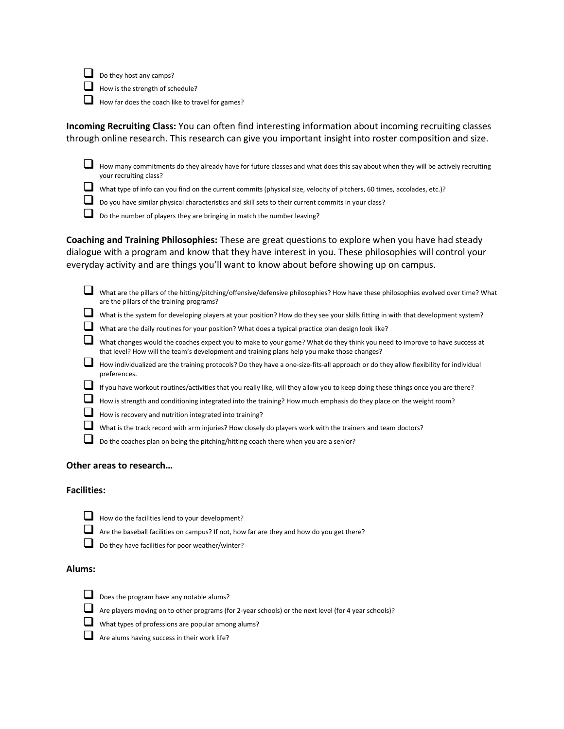- [ ] Do they host any camps?
- [ ] How is the strength of schedule?
- [ ] How far does the coach like to travel for games?

**Incoming Recruiting Class:** You can often find interesting information about incoming recruiting classes through online research. This research can give you important insight into roster composition and size.

- [ ] How many commitments do they already have for future classes and what does this say about when they will be actively recruiting your recruiting class?
- [ ] What type of info can you find on the current commits (physical size, velocity of pitchers, 60 times, accolades, etc.)?
- [ ] Do you have similar physical characteristics and skill sets to their current commits in your class?
- [ ] Do the number of players they are bringing in match the number leaving?

**Coaching and Training Philosophies:** These are great questions to explore when you have had steady dialogue with a program and know that they have interest in you. These philosophies will control your everyday activity and are things you'll want to know about before showing up on campus.

- [ ] What are the pillars of the hitting/pitching/offensive/defensive philosophies? How have these philosophies evolved over time? What are the pillars of the training programs?
- [ ] What is the system for developing players at your position? How do they see your skills fitting in with that development system?
- [ ] What are the daily routines for your position? What does a typical practice plan design look like?
- [ ] What changes would the coaches expect you to make to your game? What do they think you need to improve to have success at that level? How will the team's development and training plans help you make those changes?
- [ ] How individualized are the training protocols? Do they have a one-size-fits-all approach or do they allow flexibility for individual preferences.
- [ ] If you have workout routines/activities that you really like, will they allow you to keep doing these things once you are there?
- [ ] How is strength and conditioning integrated into the training? How much emphasis do they place on the weight room?
- [ ] How is recovery and nutrition integrated into training?
- [ ] What is the track record with arm injuries? How closely do players work with the trainers and team doctors?
- [ ] Do the coaches plan on being the pitching/hitting coach there when you are a senior?

### Other areas to research…

### Facilities:

- [ ] How do the facilities lend to your development?
- [ ] Are the baseball facilities on campus? If not, how far are they and how do you get there?
- [ ] Do they have facilities for poor weather/winter?

### Alums:

- [ ] Does the program have any notable alums?
- [ ] Are players moving on to other programs (for 2-year schools) or the next level (for 4 year schools)?
- [ ] What types of professions are popular among alums?
- [ ] Are alums having success in their work life?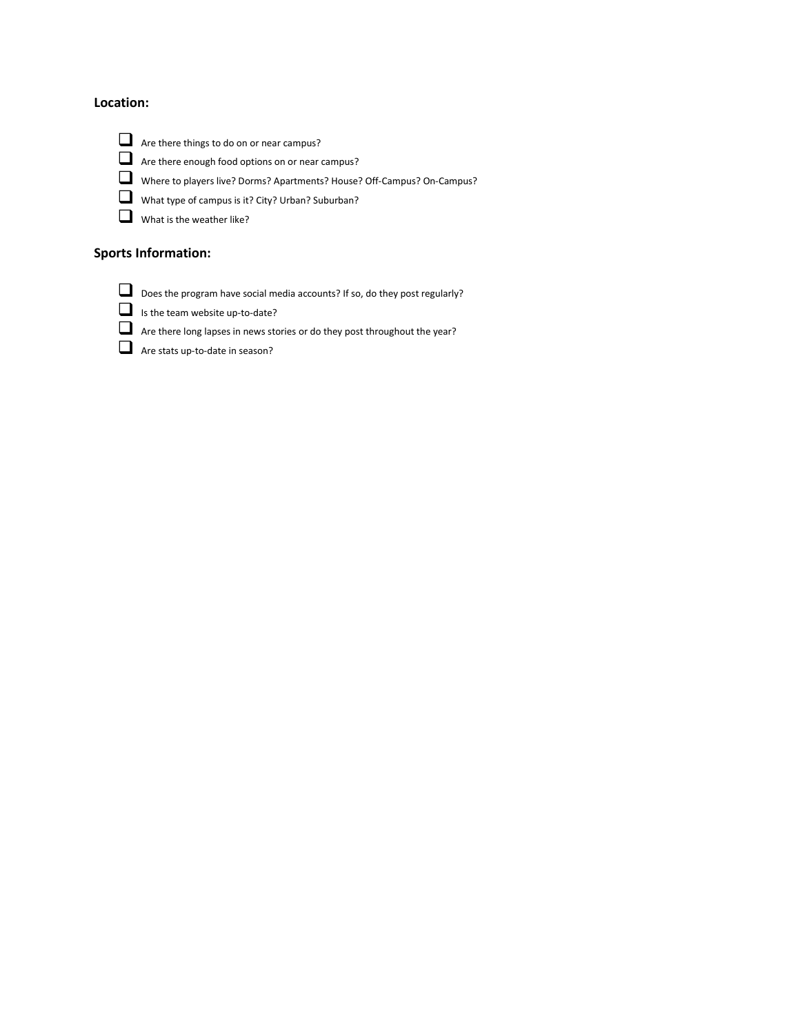**Location:**

- [ ] Are there things to do on or near campus?
- [ ] Are there enough food options on or near campus?
- [ ] Where to players live? Dorms? Apartments? House? Off-Campus? On-Campus?
- [ ] What type of campus is it? City? Urban? Suburban?
- [ ] What is the weather like?

**Sports Information:**

- [ ] Does the program have social media accounts? If so, do they post regularly?
- [ ] Is the team website up-to-date?
- [ ] Are there long lapses in news stories or do they post throughout the year?
- [ ] Are stats up-to-date in season?